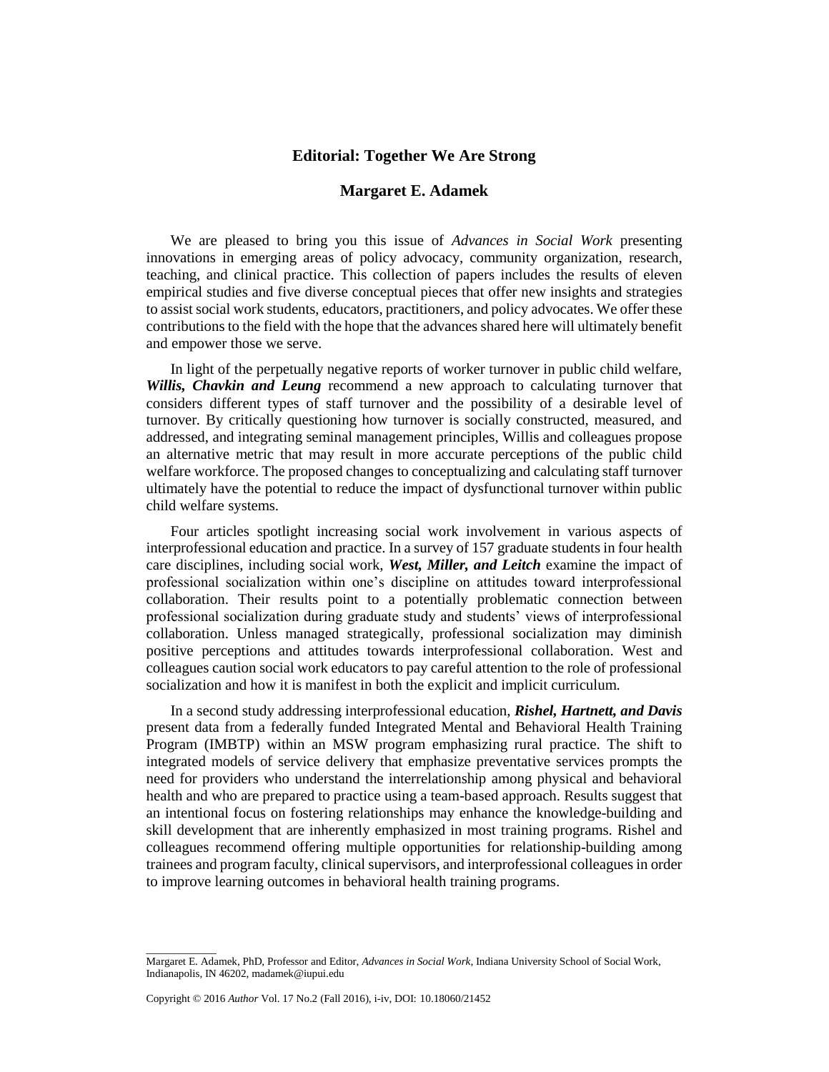# Editorial: Together We Are Strong

## Margaret E. Adamek

We are pleased to bring you this issue of *Advances in Social Work* presenting innovations in emerging areas of policy advocacy, community organization, research, teaching, and clinical practice. This collection of papers includes the results of eleven empirical studies and five diverse conceptual pieces that offer new insights and strategies to assist social work students, educators, practitioners, and policy advocates. We offer these contributions to the field with the hope that the advances shared here will ultimately benefit and empower those we serve.

In light of the perpetually negative reports of worker turnover in public child welfare, ***Willis, Chavkin and Leung*** recommend a new approach to calculating turnover that considers different types of staff turnover and the possibility of a desirable level of turnover. By critically questioning how turnover is socially constructed, measured, and addressed, and integrating seminal management principles, Willis and colleagues propose an alternative metric that may result in more accurate perceptions of the public child welfare workforce. The proposed changes to conceptualizing and calculating staff turnover ultimately have the potential to reduce the impact of dysfunctional turnover within public child welfare systems.

Four articles spotlight increasing social work involvement in various aspects of interprofessional education and practice. In a survey of 157 graduate students in four health care disciplines, including social work, ***West, Miller, and Leitch*** examine the impact of professional socialization within one's discipline on attitudes toward interprofessional collaboration. Their results point to a potentially problematic connection between professional socialization during graduate study and students' views of interprofessional collaboration. Unless managed strategically, professional socialization may diminish positive perceptions and attitudes towards interprofessional collaboration. West and colleagues caution social work educators to pay careful attention to the role of professional socialization and how it is manifest in both the explicit and implicit curriculum.

In a second study addressing interprofessional education, ***Rishel, Hartnett, and Davis*** present data from a federally funded Integrated Mental and Behavioral Health Training Program (IMBTP) within an MSW program emphasizing rural practice. The shift to integrated models of service delivery that emphasize preventative services prompts the need for providers who understand the interrelationship among physical and behavioral health and who are prepared to practice using a team-based approach. Results suggest that an intentional focus on fostering relationships may enhance the knowledge-building and skill development that are inherently emphasized in most training programs. Rishel and colleagues recommend offering multiple opportunities for relationship-building among trainees and program faculty, clinical supervisors, and interprofessional colleagues in order to improve learning outcomes in behavioral health training programs.

---

Margaret E. Adamek, PhD, Professor and Editor, *Advances in Social Work*, Indiana University School of Social Work, Indianapolis, IN 46202, madamek@iupui.edu

Copyright © 2016 *Author* Vol. 17 No.2 (Fall 2016), i-iv, DOI: 10.18060/21452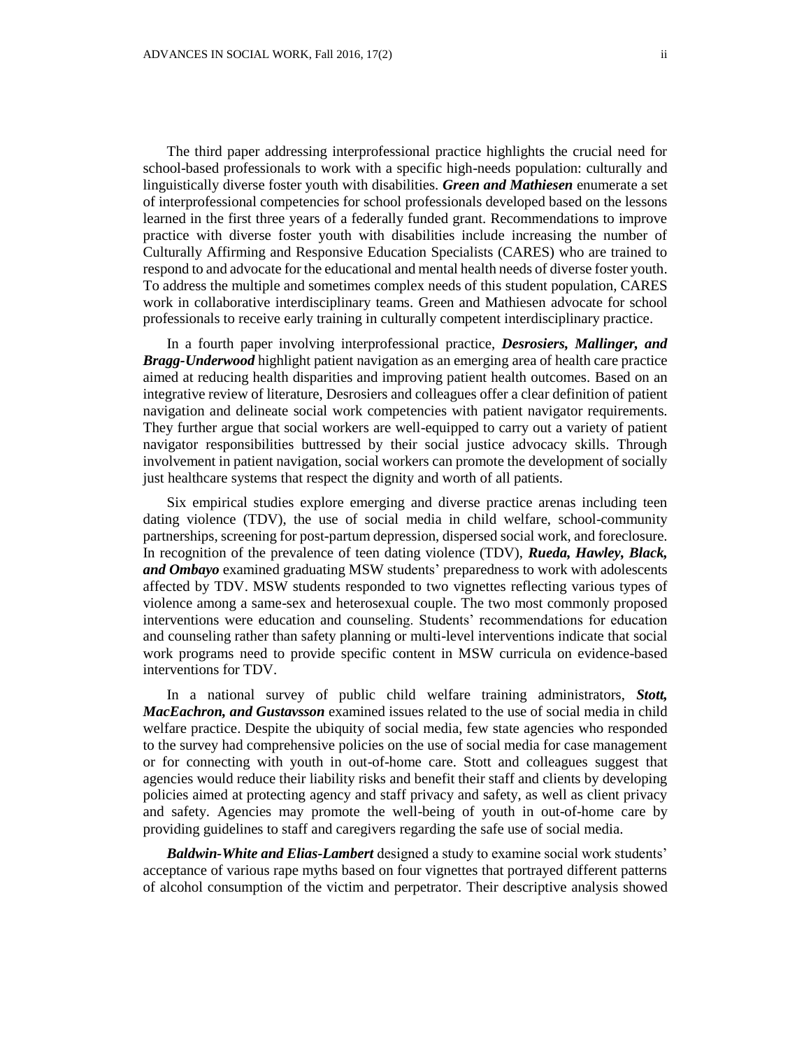The third paper addressing interprofessional practice highlights the crucial need for school-based professionals to work with a specific high-needs population: culturally and linguistically diverse foster youth with disabilities. ***Green and Mathiesen*** enumerate a set of interprofessional competencies for school professionals developed based on the lessons learned in the first three years of a federally funded grant. Recommendations to improve practice with diverse foster youth with disabilities include increasing the number of Culturally Affirming and Responsive Education Specialists (CARES) who are trained to respond to and advocate for the educational and mental health needs of diverse foster youth. To address the multiple and sometimes complex needs of this student population, CARES work in collaborative interdisciplinary teams. Green and Mathiesen advocate for school professionals to receive early training in culturally competent interdisciplinary practice.

In a fourth paper involving interprofessional practice, ***Desrosiers, Mallinger, and Bragg-Underwood*** highlight patient navigation as an emerging area of health care practice aimed at reducing health disparities and improving patient health outcomes. Based on an integrative review of literature, Desrosiers and colleagues offer a clear definition of patient navigation and delineate social work competencies with patient navigator requirements. They further argue that social workers are well-equipped to carry out a variety of patient navigator responsibilities buttressed by their social justice advocacy skills. Through involvement in patient navigation, social workers can promote the development of socially just healthcare systems that respect the dignity and worth of all patients.

Six empirical studies explore emerging and diverse practice arenas including teen dating violence (TDV), the use of social media in child welfare, school-community partnerships, screening for post-partum depression, dispersed social work, and foreclosure. In recognition of the prevalence of teen dating violence (TDV), ***Rueda, Hawley, Black, and Ombayo*** examined graduating MSW students' preparedness to work with adolescents affected by TDV. MSW students responded to two vignettes reflecting various types of violence among a same-sex and heterosexual couple. The two most commonly proposed interventions were education and counseling. Students' recommendations for education and counseling rather than safety planning or multi-level interventions indicate that social work programs need to provide specific content in MSW curricula on evidence-based interventions for TDV.

In a national survey of public child welfare training administrators, ***Stott, MacEachron, and Gustavsson*** examined issues related to the use of social media in child welfare practice. Despite the ubiquity of social media, few state agencies who responded to the survey had comprehensive policies on the use of social media for case management or for connecting with youth in out-of-home care. Stott and colleagues suggest that agencies would reduce their liability risks and benefit their staff and clients by developing policies aimed at protecting agency and staff privacy and safety, as well as client privacy and safety. Agencies may promote the well-being of youth in out-of-home care by providing guidelines to staff and caregivers regarding the safe use of social media.

***Baldwin-White and Elias-Lambert*** designed a study to examine social work students' acceptance of various rape myths based on four vignettes that portrayed different patterns of alcohol consumption of the victim and perpetrator. Their descriptive analysis showed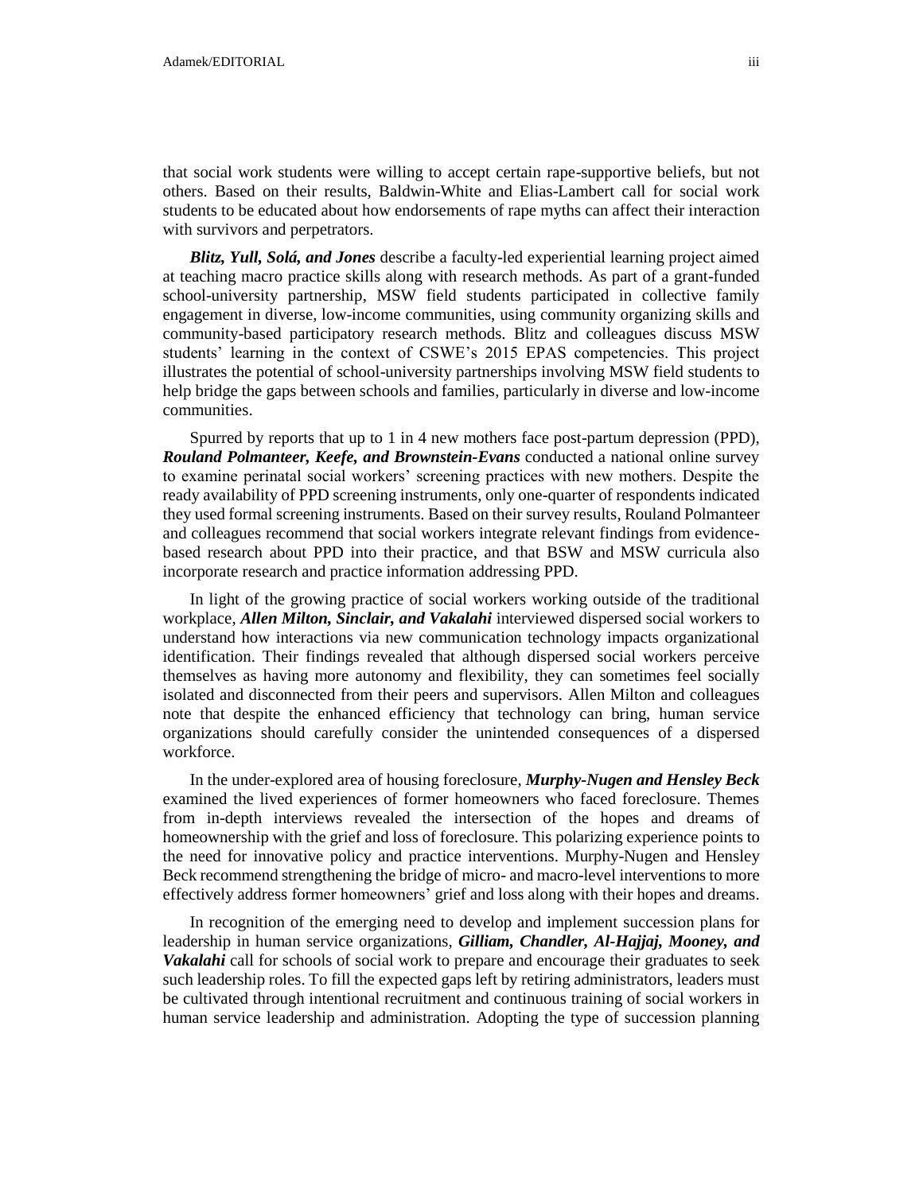that social work students were willing to accept certain rape-supportive beliefs, but not others. Based on their results, Baldwin-White and Elias-Lambert call for social work students to be educated about how endorsements of rape myths can affect their interaction with survivors and perpetrators.

***Blitz, Yull, Solá, and Jones*** describe a faculty-led experiential learning project aimed at teaching macro practice skills along with research methods. As part of a grant-funded school-university partnership, MSW field students participated in collective family engagement in diverse, low-income communities, using community organizing skills and community-based participatory research methods. Blitz and colleagues discuss MSW students' learning in the context of CSWE's 2015 EPAS competencies. This project illustrates the potential of school-university partnerships involving MSW field students to help bridge the gaps between schools and families, particularly in diverse and low-income communities.

Spurred by reports that up to 1 in 4 new mothers face post-partum depression (PPD), ***Rouland Polmanteer, Keefe, and Brownstein-Evans*** conducted a national online survey to examine perinatal social workers' screening practices with new mothers. Despite the ready availability of PPD screening instruments, only one-quarter of respondents indicated they used formal screening instruments. Based on their survey results, Rouland Polmanteer and colleagues recommend that social workers integrate relevant findings from evidence-based research about PPD into their practice, and that BSW and MSW curricula also incorporate research and practice information addressing PPD.

In light of the growing practice of social workers working outside of the traditional workplace, ***Allen Milton, Sinclair, and Vakalahi*** interviewed dispersed social workers to understand how interactions via new communication technology impacts organizational identification. Their findings revealed that although dispersed social workers perceive themselves as having more autonomy and flexibility, they can sometimes feel socially isolated and disconnected from their peers and supervisors. Allen Milton and colleagues note that despite the enhanced efficiency that technology can bring, human service organizations should carefully consider the unintended consequences of a dispersed workforce.

In the under-explored area of housing foreclosure, ***Murphy-Nugen and Hensley Beck*** examined the lived experiences of former homeowners who faced foreclosure. Themes from in-depth interviews revealed the intersection of the hopes and dreams of homeownership with the grief and loss of foreclosure. This polarizing experience points to the need for innovative policy and practice interventions. Murphy-Nugen and Hensley Beck recommend strengthening the bridge of micro- and macro-level interventions to more effectively address former homeowners' grief and loss along with their hopes and dreams.

In recognition of the emerging need to develop and implement succession plans for leadership in human service organizations, ***Gilliam, Chandler, Al-Hajjaj, Mooney, and Vakalahi*** call for schools of social work to prepare and encourage their graduates to seek such leadership roles. To fill the expected gaps left by retiring administrators, leaders must be cultivated through intentional recruitment and continuous training of social workers in human service leadership and administration. Adopting the type of succession planning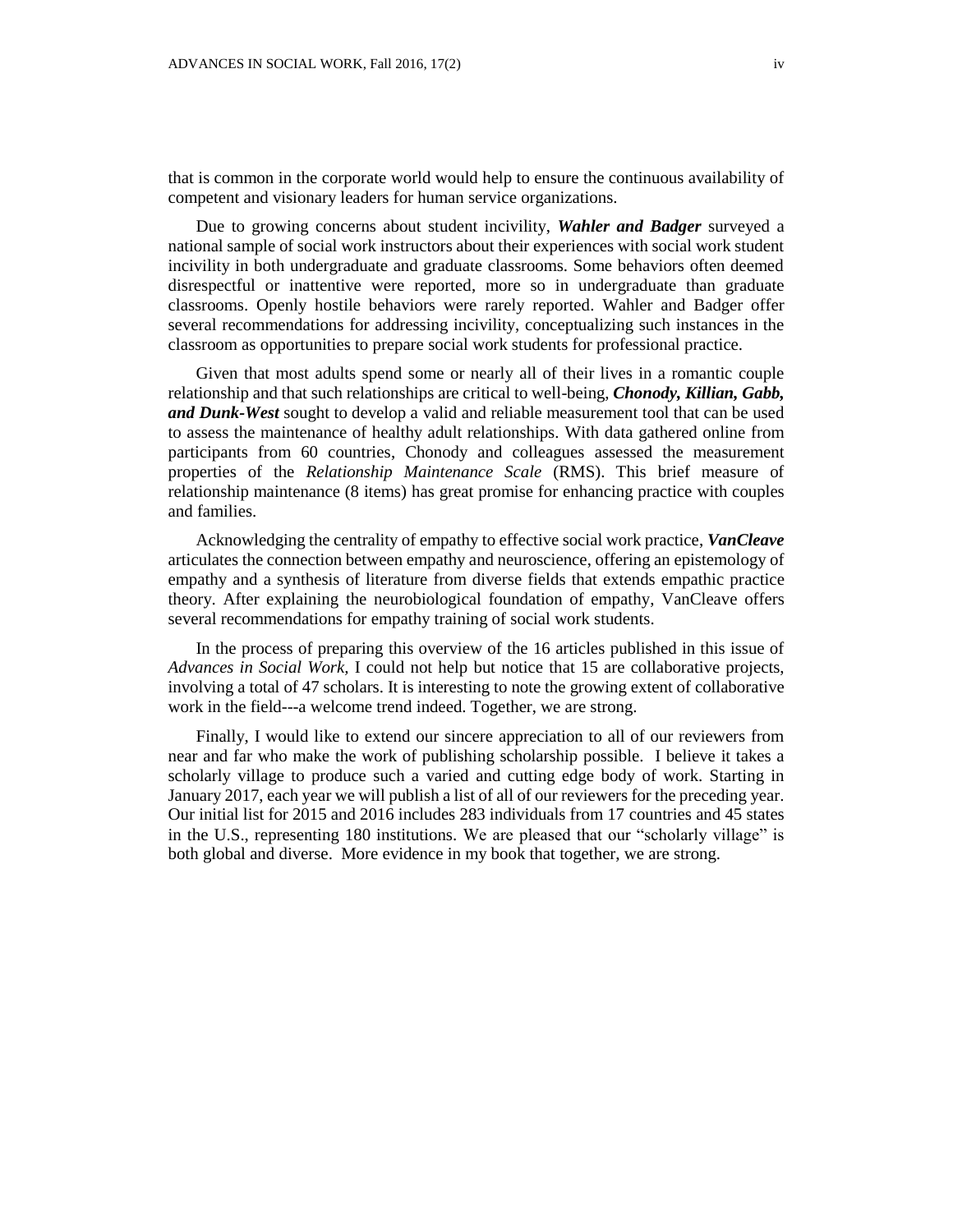that is common in the corporate world would help to ensure the continuous availability of competent and visionary leaders for human service organizations.

Due to growing concerns about student incivility, ***Wahler and Badger*** surveyed a national sample of social work instructors about their experiences with social work student incivility in both undergraduate and graduate classrooms. Some behaviors often deemed disrespectful or inattentive were reported, more so in undergraduate than graduate classrooms. Openly hostile behaviors were rarely reported. Wahler and Badger offer several recommendations for addressing incivility, conceptualizing such instances in the classroom as opportunities to prepare social work students for professional practice.

Given that most adults spend some or nearly all of their lives in a romantic couple relationship and that such relationships are critical to well-being, ***Chonody, Killian, Gabb, and Dunk-West*** sought to develop a valid and reliable measurement tool that can be used to assess the maintenance of healthy adult relationships. With data gathered online from participants from 60 countries, Chonody and colleagues assessed the measurement properties of the *Relationship Maintenance Scale* (RMS). This brief measure of relationship maintenance (8 items) has great promise for enhancing practice with couples and families.

Acknowledging the centrality of empathy to effective social work practice, ***VanCleave*** articulates the connection between empathy and neuroscience, offering an epistemology of empathy and a synthesis of literature from diverse fields that extends empathic practice theory. After explaining the neurobiological foundation of empathy, VanCleave offers several recommendations for empathy training of social work students.

In the process of preparing this overview of the 16 articles published in this issue of *Advances in Social Work*, I could not help but notice that 15 are collaborative projects, involving a total of 47 scholars. It is interesting to note the growing extent of collaborative work in the field---a welcome trend indeed. Together, we are strong.

Finally, I would like to extend our sincere appreciation to all of our reviewers from near and far who make the work of publishing scholarship possible. I believe it takes a scholarly village to produce such a varied and cutting edge body of work. Starting in January 2017, each year we will publish a list of all of our reviewers for the preceding year. Our initial list for 2015 and 2016 includes 283 individuals from 17 countries and 45 states in the U.S., representing 180 institutions. We are pleased that our "scholarly village" is both global and diverse. More evidence in my book that together, we are strong.